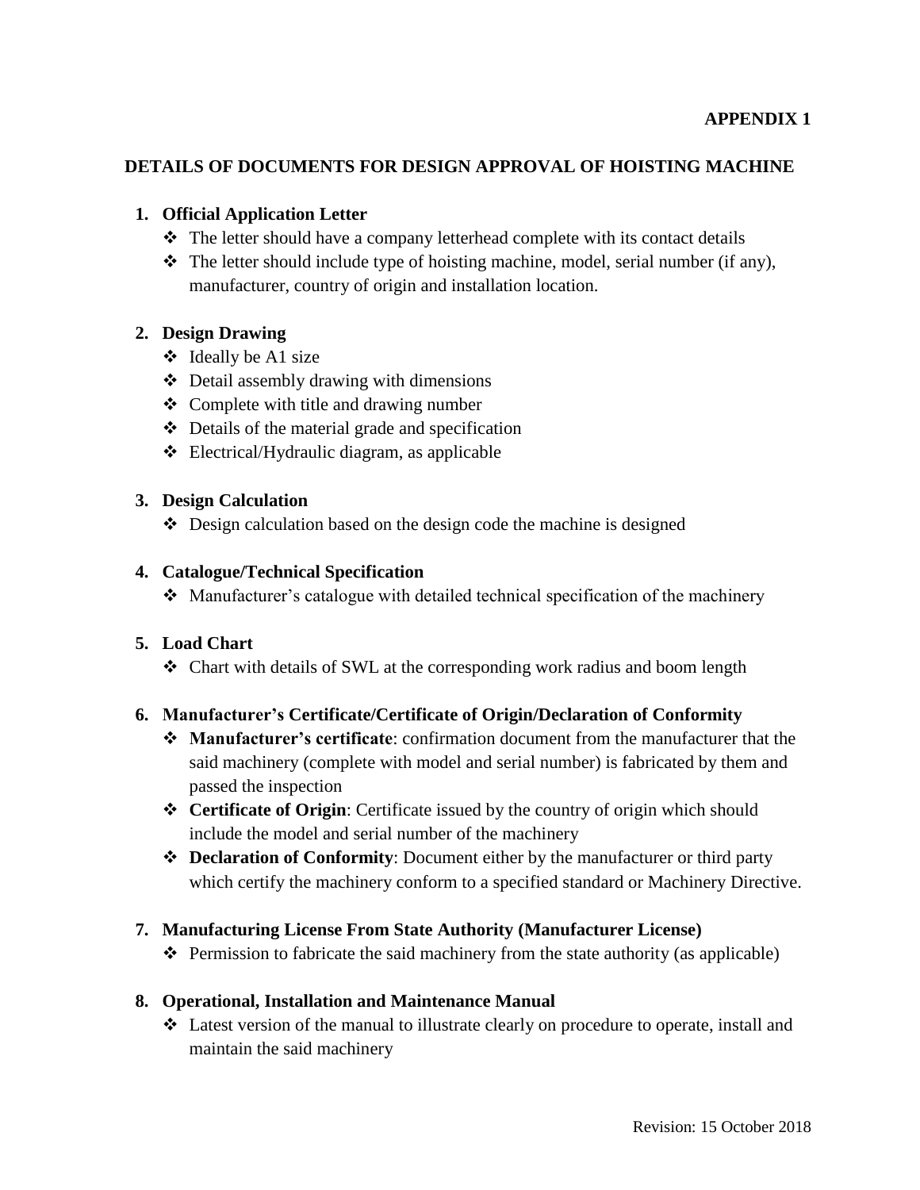**APPENDIX 1**

## DETAILS OF DOCUMENTS FOR DESIGN APPROVAL OF HOISTING MACHINE

1. **Official Application Letter**
   - The letter should have a company letterhead complete with its contact details
   - The letter should include type of hoisting machine, model, serial number (if any), manufacturer, country of origin and installation location.

2. **Design Drawing**
   - Ideally be A1 size
   - Detail assembly drawing with dimensions
   - Complete with title and drawing number
   - Details of the material grade and specification
   - Electrical/Hydraulic diagram, as applicable

3. **Design Calculation**
   - Design calculation based on the design code the machine is designed

4. **Catalogue/Technical Specification**
   - Manufacturer's catalogue with detailed technical specification of the machinery

5. **Load Chart**
   - Chart with details of SWL at the corresponding work radius and boom length

6. **Manufacturer's Certificate/Certificate of Origin/Declaration of Conformity**
   - **Manufacturer's certificate**: confirmation document from the manufacturer that the said machinery (complete with model and serial number) is fabricated by them and passed the inspection
   - **Certificate of Origin**: Certificate issued by the country of origin which should include the model and serial number of the machinery
   - **Declaration of Conformity**: Document either by the manufacturer or third party which certify the machinery conform to a specified standard or Machinery Directive.

7. **Manufacturing License From State Authority (Manufacturer License)**
   - Permission to fabricate the said machinery from the state authority (as applicable)

8. **Operational, Installation and Maintenance Manual**
   - Latest version of the manual to illustrate clearly on procedure to operate, install and maintain the said machinery

Revision: 15 October 2018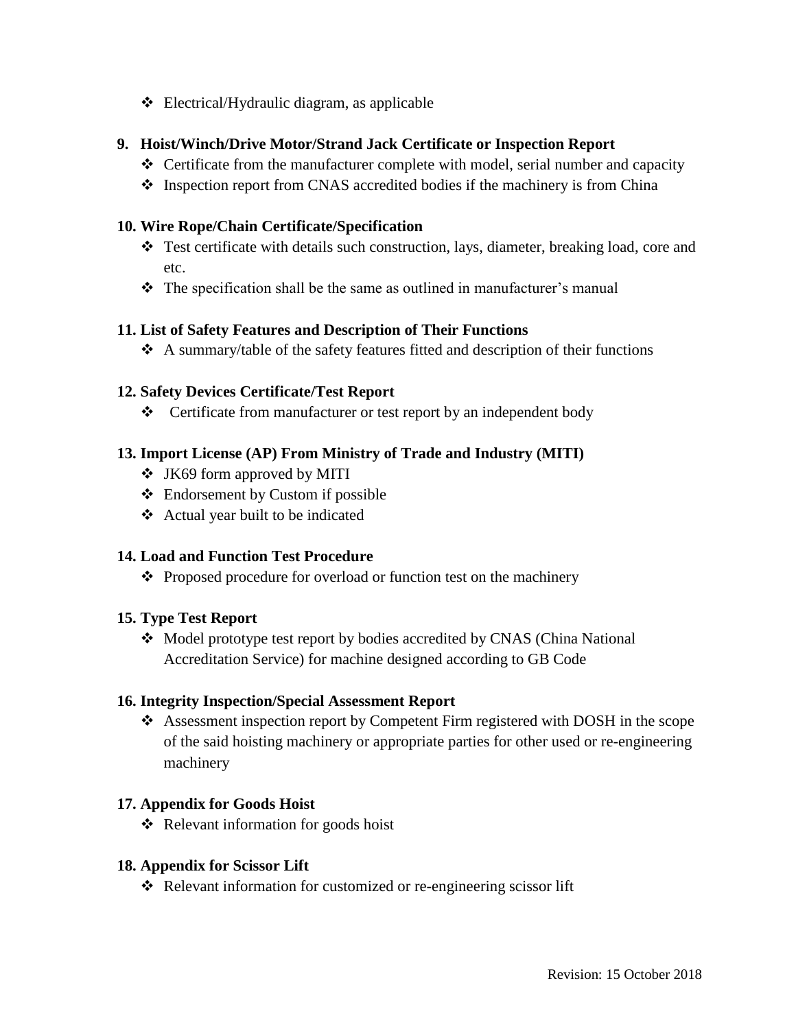- Electrical/Hydraulic diagram, as applicable

**9. Hoist/Winch/Drive Motor/Strand Jack Certificate or Inspection Report**

- Certificate from the manufacturer complete with model, serial number and capacity
- Inspection report from CNAS accredited bodies if the machinery is from China

**10. Wire Rope/Chain Certificate/Specification**

- Test certificate with details such construction, lays, diameter, breaking load, core and etc.
- The specification shall be the same as outlined in manufacturer's manual

**11. List of Safety Features and Description of Their Functions**

- A summary/table of the safety features fitted and description of their functions

**12. Safety Devices Certificate/Test Report**

- Certificate from manufacturer or test report by an independent body

**13. Import License (AP) From Ministry of Trade and Industry (MITI)**

- JK69 form approved by MITI
- Endorsement by Custom if possible
- Actual year built to be indicated

**14. Load and Function Test Procedure**

- Proposed procedure for overload or function test on the machinery

**15. Type Test Report**

- Model prototype test report by bodies accredited by CNAS (China National Accreditation Service) for machine designed according to GB Code

**16. Integrity Inspection/Special Assessment Report**

- Assessment inspection report by Competent Firm registered with DOSH in the scope of the said hoisting machinery or appropriate parties for other used or re-engineering machinery

**17. Appendix for Goods Hoist**

- Relevant information for goods hoist

**18. Appendix for Scissor Lift**

- Relevant information for customized or re-engineering scissor lift

Revision: 15 October 2018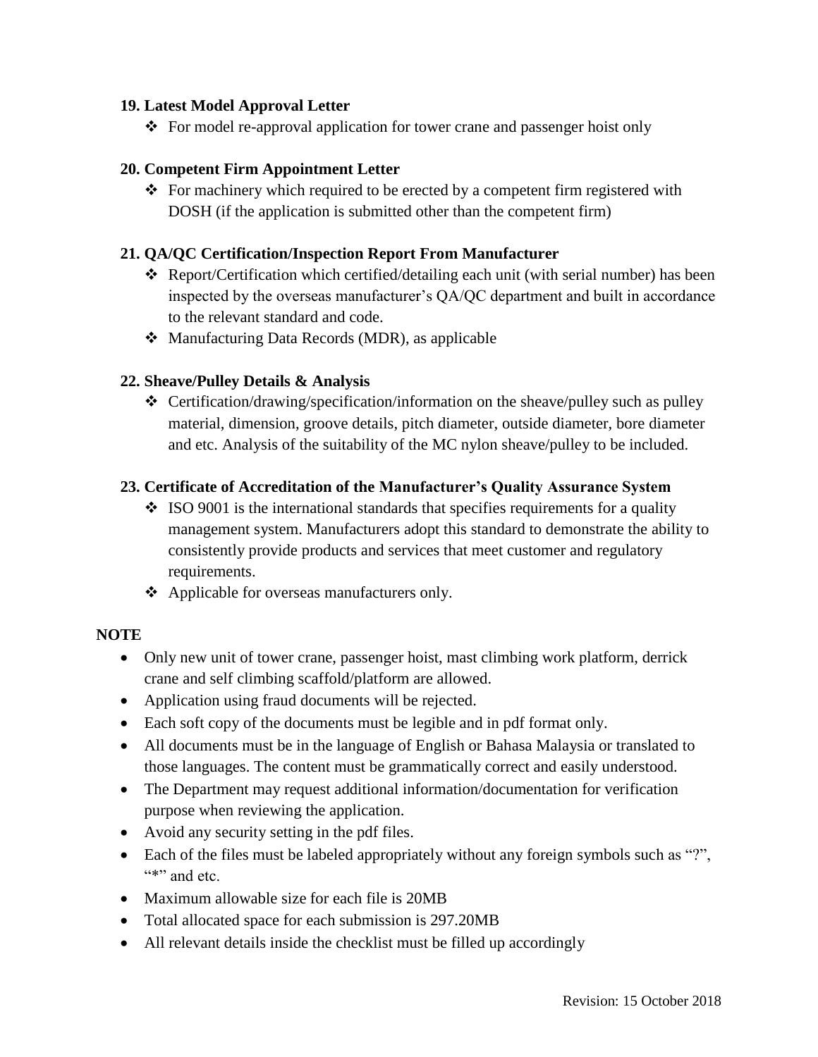**19. Latest Model Approval Letter**

- ❖ For model re-approval application for tower crane and passenger hoist only

**20. Competent Firm Appointment Letter**

- ❖ For machinery which required to be erected by a competent firm registered with DOSH (if the application is submitted other than the competent firm)

**21. QA/QC Certification/Inspection Report From Manufacturer**

- ❖ Report/Certification which certified/detailing each unit (with serial number) has been inspected by the overseas manufacturer's QA/QC department and built in accordance to the relevant standard and code.
- ❖ Manufacturing Data Records (MDR), as applicable

**22. Sheave/Pulley Details & Analysis**

- ❖ Certification/drawing/specification/information on the sheave/pulley such as pulley material, dimension, groove details, pitch diameter, outside diameter, bore diameter and etc. Analysis of the suitability of the MC nylon sheave/pulley to be included.

**23. Certificate of Accreditation of the Manufacturer's Quality Assurance System**

- ❖ ISO 9001 is the international standards that specifies requirements for a quality management system. Manufacturers adopt this standard to demonstrate the ability to consistently provide products and services that meet customer and regulatory requirements.
- ❖ Applicable for overseas manufacturers only.

**NOTE**

- Only new unit of tower crane, passenger hoist, mast climbing work platform, derrick crane and self climbing scaffold/platform are allowed.
- Application using fraud documents will be rejected.
- Each soft copy of the documents must be legible and in pdf format only.
- All documents must be in the language of English or Bahasa Malaysia or translated to those languages. The content must be grammatically correct and easily understood.
- The Department may request additional information/documentation for verification purpose when reviewing the application.
- Avoid any security setting in the pdf files.
- Each of the files must be labeled appropriately without any foreign symbols such as "?", "*" and etc.
- Maximum allowable size for each file is 20MB
- Total allocated space for each submission is 297.20MB
- All relevant details inside the checklist must be filled up accordingly

Revision: 15 October 2018